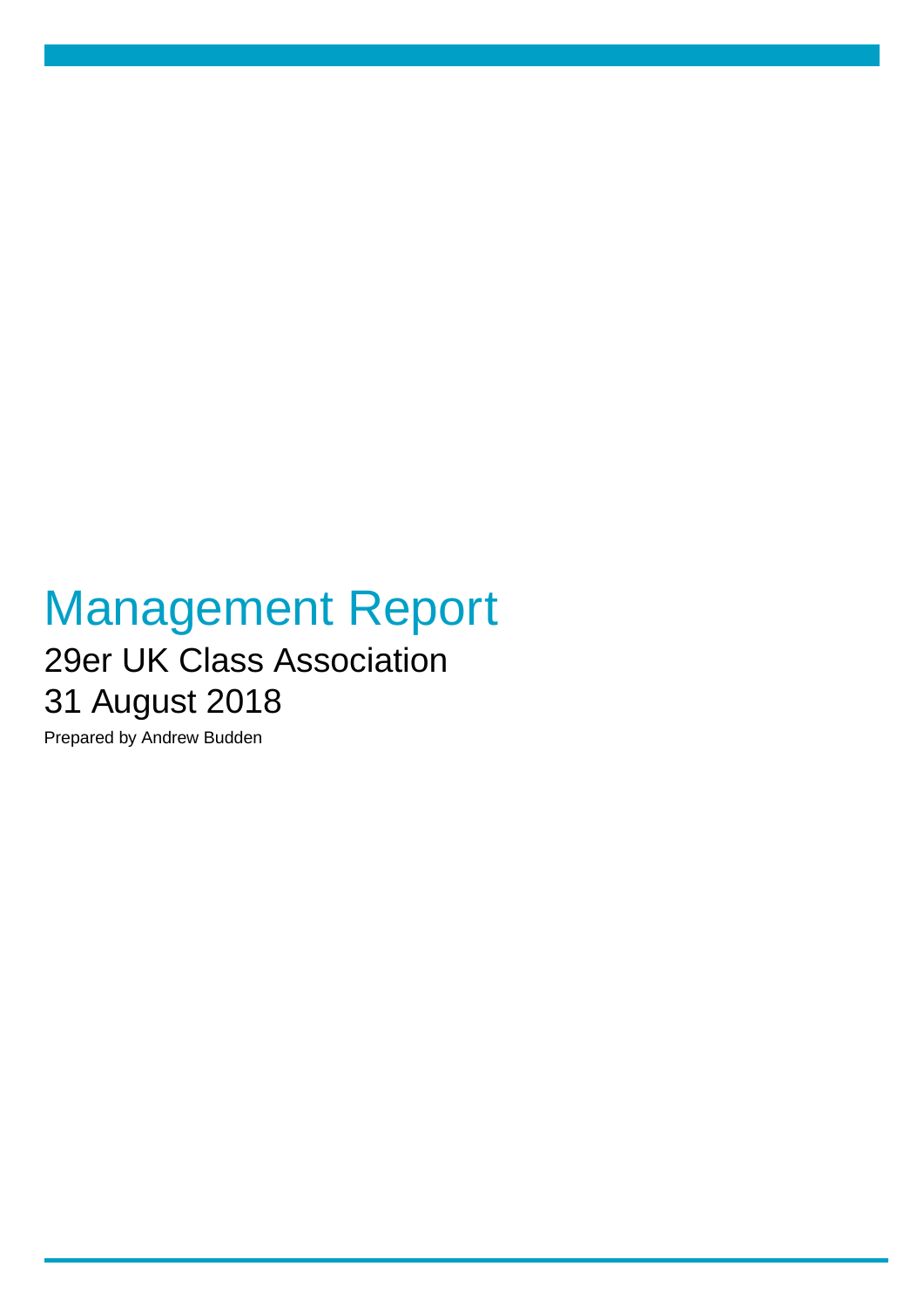# Management Report

## 29er UK Class Association

## 31 August 2018

Prepared by Andrew Budden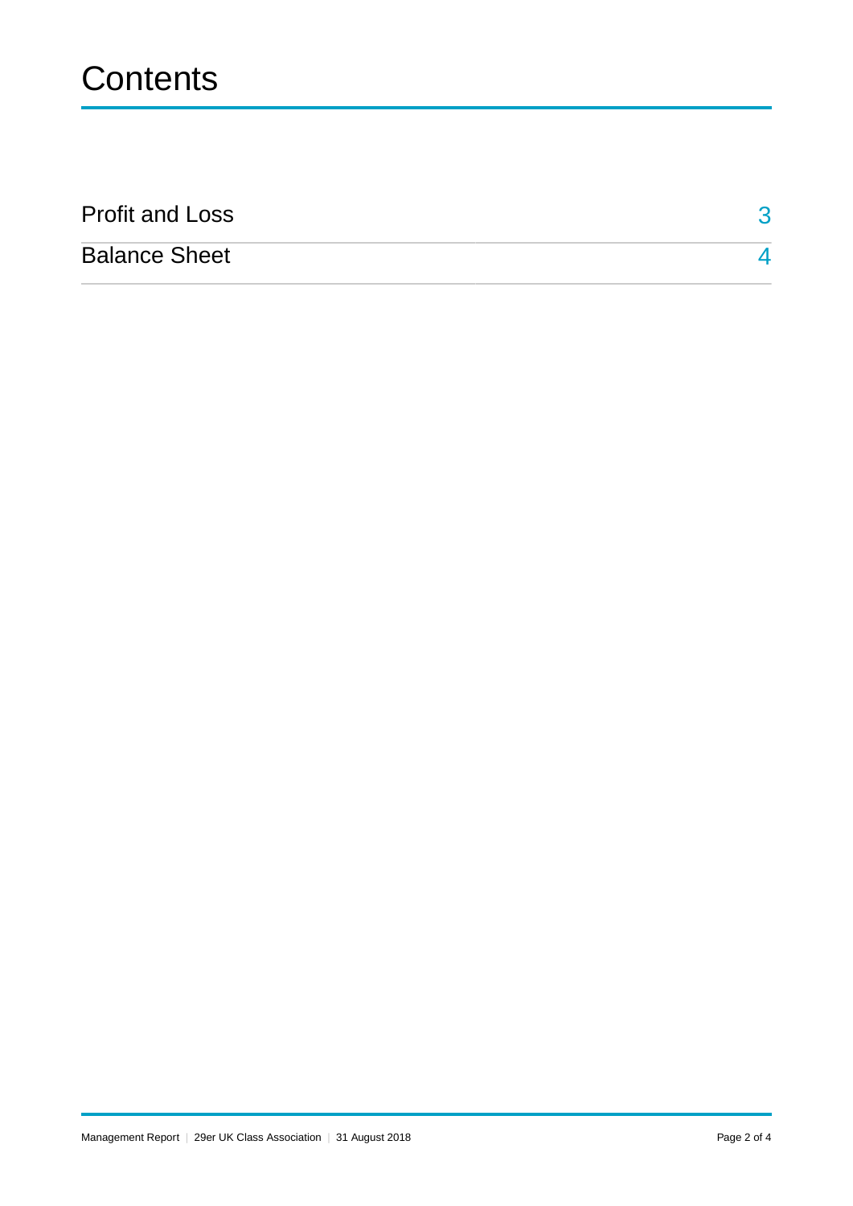# Contents

| | |
|---|---|
| Profit and Loss | 3 |
| Balance Sheet | 4 |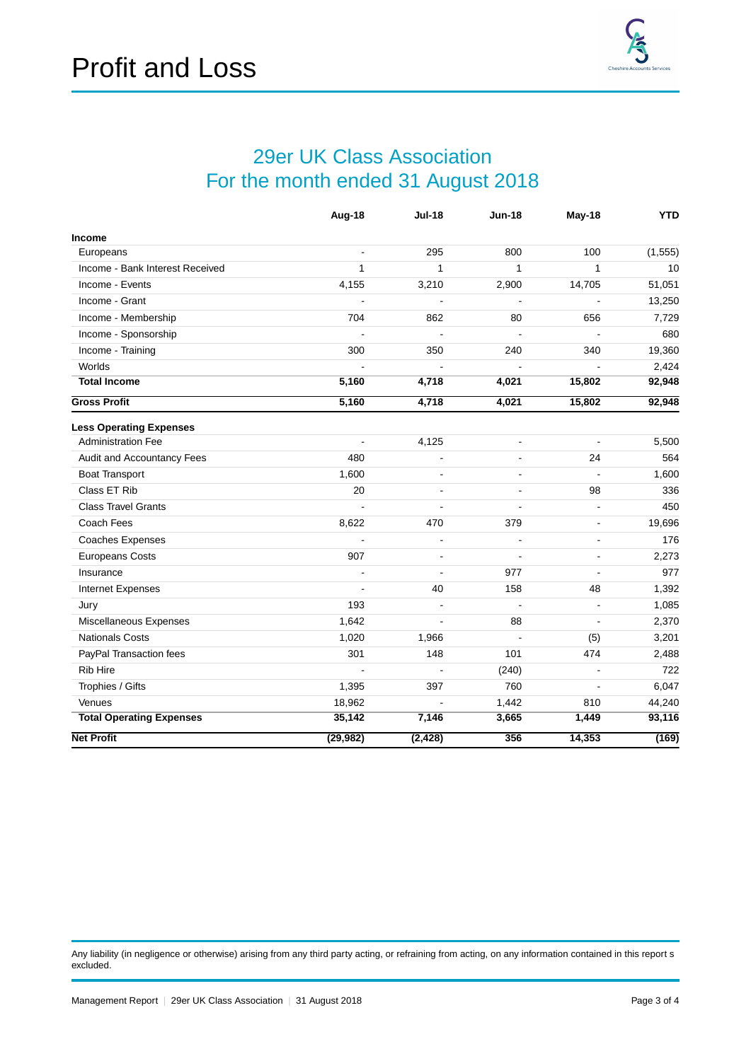# Profit and Loss

## 29er UK Class Association
## For the month ended 31 August 2018

| | Aug-18 | Jul-18 | Jun-18 | May-18 | YTD |
|---|---|---|---|---|---|
| **Income** | | | | | |
| Europeans | - | 295 | 800 | 100 | (1,555) |
| Income - Bank Interest Received | 1 | 1 | 1 | 1 | 10 |
| Income - Events | 4,155 | 3,210 | 2,900 | 14,705 | 51,051 |
| Income - Grant | - | - | - | - | 13,250 |
| Income - Membership | 704 | 862 | 80 | 656 | 7,729 |
| Income - Sponsorship | - | - | - | - | 680 |
| Income - Training | 300 | 350 | 240 | 340 | 19,360 |
| Worlds | - | - | - | - | 2,424 |
| **Total Income** | **5,160** | **4,718** | **4,021** | **15,802** | **92,948** |
| **Gross Profit** | **5,160** | **4,718** | **4,021** | **15,802** | **92,948** |
| **Less Operating Expenses** | | | | | |
| Administration Fee | - | 4,125 | - | - | 5,500 |
| Audit and Accountancy Fees | 480 | - | - | 24 | 564 |
| Boat Transport | 1,600 | - | - | - | 1,600 |
| Class ET Rib | 20 | - | - | 98 | 336 |
| Class Travel Grants | - | - | - | - | 450 |
| Coach Fees | 8,622 | 470 | 379 | - | 19,696 |
| Coaches Expenses | - | - | - | - | 176 |
| Europeans Costs | 907 | - | - | - | 2,273 |
| Insurance | - | - | 977 | - | 977 |
| Internet Expenses | - | 40 | 158 | 48 | 1,392 |
| Jury | 193 | - | - | - | 1,085 |
| Miscellaneous Expenses | 1,642 | - | 88 | - | 2,370 |
| Nationals Costs | 1,020 | 1,966 | - | (5) | 3,201 |
| PayPal Transaction fees | 301 | 148 | 101 | 474 | 2,488 |
| Rib Hire | - | - | (240) | - | 722 |
| Trophies / Gifts | 1,395 | 397 | 760 | - | 6,047 |
| Venues | 18,962 | - | 1,442 | 810 | 44,240 |
| **Total Operating Expenses** | **35,142** | **7,146** | **3,665** | **1,449** | **93,116** |
| **Net Profit** | **(29,982)** | **(2,428)** | **356** | **14,353** | **(169)** |

Any liability (in negligence or otherwise) arising from any third party acting, or refraining from acting, on any information contained in this report s excluded.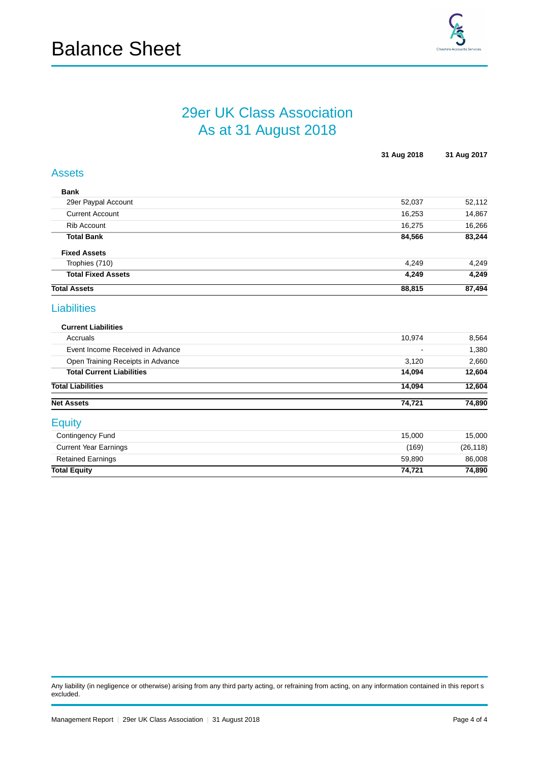# Balance Sheet

## 29er UK Class Association
## As at 31 August 2018

| | 31 Aug 2018 | 31 Aug 2017 |
|---|---|---|
| **Assets** | | |
| **Bank** | | |
| 29er Paypal Account | 52,037 | 52,112 |
| Current Account | 16,253 | 14,867 |
| Rib Account | 16,275 | 16,266 |
| **Total Bank** | **84,566** | **83,244** |
| **Fixed Assets** | | |
| Trophies (710) | 4,249 | 4,249 |
| **Total Fixed Assets** | **4,249** | **4,249** |
| **Total Assets** | **88,815** | **87,494** |
| **Liabilities** | | |
| **Current Liabilities** | | |
| Accruals | 10,974 | 8,564 |
| Event Income Received in Advance | - | 1,380 |
| Open Training Receipts in Advance | 3,120 | 2,660 |
| **Total Current Liabilities** | **14,094** | **12,604** |
| **Total Liabilities** | **14,094** | **12,604** |
| **Net Assets** | **74,721** | **74,890** |
| **Equity** | | |
| Contingency Fund | 15,000 | 15,000 |
| Current Year Earnings | (169) | (26,118) |
| Retained Earnings | 59,890 | 86,008 |
| **Total Equity** | **74,721** | **74,890** |

Any liability (in negligence or otherwise) arising from any third party acting, or refraining from acting, on any information contained in this report s excluded.